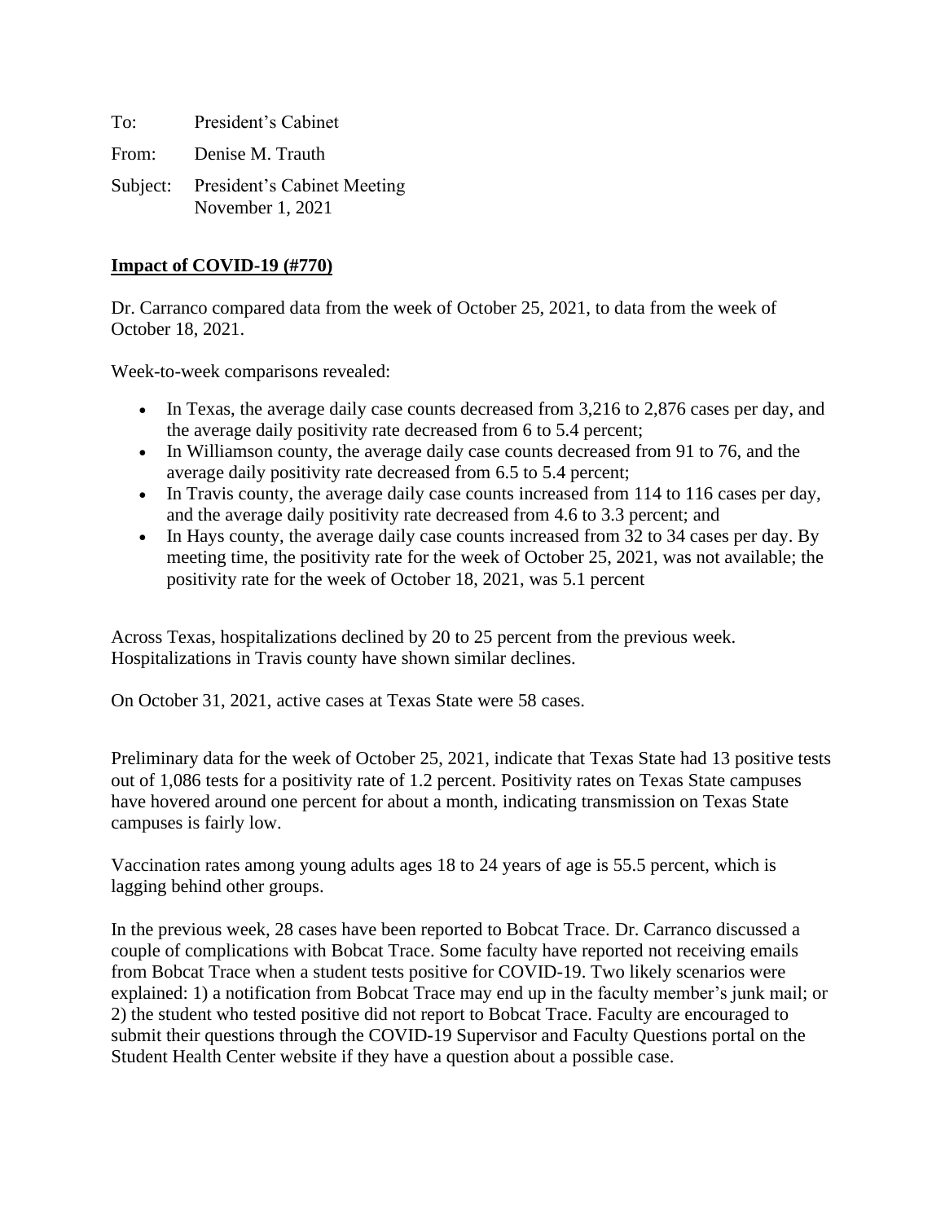To: President's Cabinet

From: Denise M. Trauth

Subject: President's Cabinet Meeting
November 1, 2021

**Impact of COVID-19 (#770)**

Dr. Carranco compared data from the week of October 25, 2021, to data from the week of October 18, 2021.

Week-to-week comparisons revealed:

- In Texas, the average daily case counts decreased from 3,216 to 2,876 cases per day, and the average daily positivity rate decreased from 6 to 5.4 percent;
- In Williamson county, the average daily case counts decreased from 91 to 76, and the average daily positivity rate decreased from 6.5 to 5.4 percent;
- In Travis county, the average daily case counts increased from 114 to 116 cases per day, and the average daily positivity rate decreased from 4.6 to 3.3 percent; and
- In Hays county, the average daily case counts increased from 32 to 34 cases per day. By meeting time, the positivity rate for the week of October 25, 2021, was not available; the positivity rate for the week of October 18, 2021, was 5.1 percent

Across Texas, hospitalizations declined by 20 to 25 percent from the previous week. Hospitalizations in Travis county have shown similar declines.

On October 31, 2021, active cases at Texas State were 58 cases.

Preliminary data for the week of October 25, 2021, indicate that Texas State had 13 positive tests out of 1,086 tests for a positivity rate of 1.2 percent. Positivity rates on Texas State campuses have hovered around one percent for about a month, indicating transmission on Texas State campuses is fairly low.

Vaccination rates among young adults ages 18 to 24 years of age is 55.5 percent, which is lagging behind other groups.

In the previous week, 28 cases have been reported to Bobcat Trace. Dr. Carranco discussed a couple of complications with Bobcat Trace. Some faculty have reported not receiving emails from Bobcat Trace when a student tests positive for COVID-19. Two likely scenarios were explained: 1) a notification from Bobcat Trace may end up in the faculty member's junk mail; or 2) the student who tested positive did not report to Bobcat Trace. Faculty are encouraged to submit their questions through the COVID-19 Supervisor and Faculty Questions portal on the Student Health Center website if they have a question about a possible case.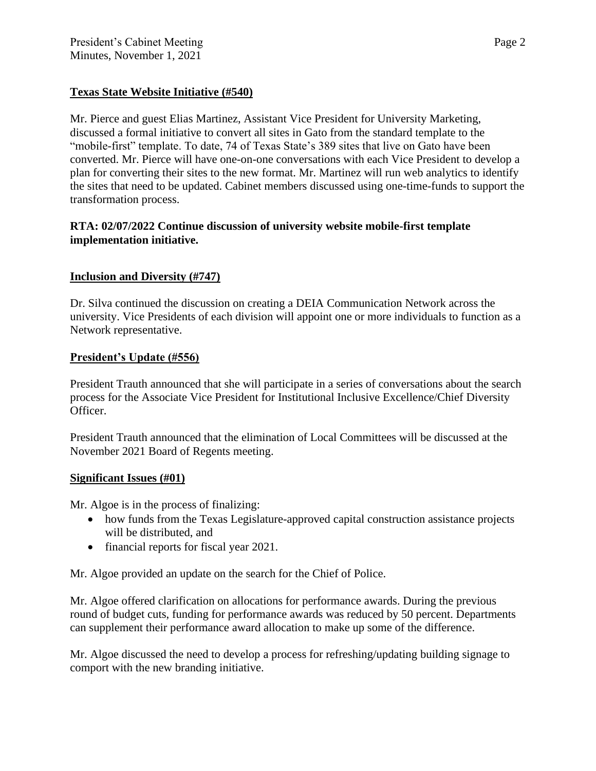**Texas State Website Initiative (#540)**

Mr. Pierce and guest Elias Martinez, Assistant Vice President for University Marketing, discussed a formal initiative to convert all sites in Gato from the standard template to the "mobile-first" template. To date, 74 of Texas State's 389 sites that live on Gato have been converted. Mr. Pierce will have one-on-one conversations with each Vice President to develop a plan for converting their sites to the new format. Mr. Martinez will run web analytics to identify the sites that need to be updated. Cabinet members discussed using one-time-funds to support the transformation process.

**RTA: 02/07/2022 Continue discussion of university website mobile-first template implementation initiative.**

**Inclusion and Diversity (#747)**

Dr. Silva continued the discussion on creating a DEIA Communication Network across the university. Vice Presidents of each division will appoint one or more individuals to function as a Network representative.

**President's Update (#556)**

President Trauth announced that she will participate in a series of conversations about the search process for the Associate Vice President for Institutional Inclusive Excellence/Chief Diversity Officer.

President Trauth announced that the elimination of Local Committees will be discussed at the November 2021 Board of Regents meeting.

**Significant Issues (#01)**

Mr. Algoe is in the process of finalizing:

- how funds from the Texas Legislature-approved capital construction assistance projects will be distributed, and
- financial reports for fiscal year 2021.

Mr. Algoe provided an update on the search for the Chief of Police.

Mr. Algoe offered clarification on allocations for performance awards. During the previous round of budget cuts, funding for performance awards was reduced by 50 percent. Departments can supplement their performance award allocation to make up some of the difference.

Mr. Algoe discussed the need to develop a process for refreshing/updating building signage to comport with the new branding initiative.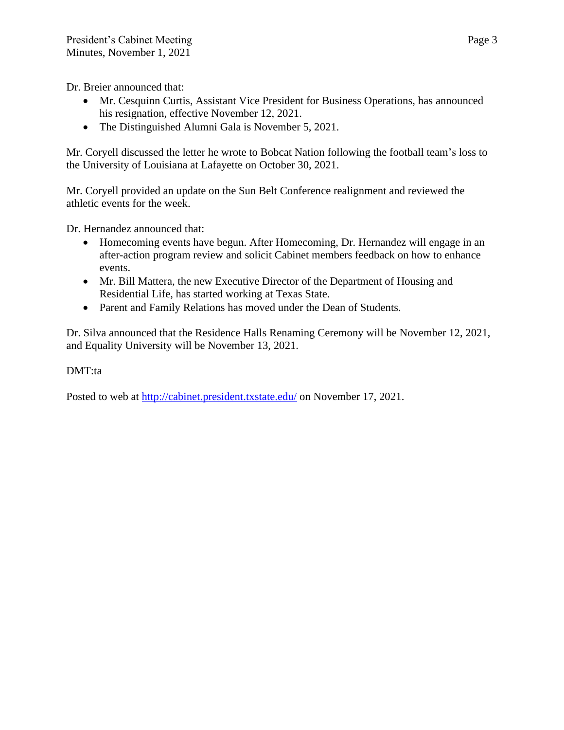Dr. Breier announced that:

- Mr. Cesquinn Curtis, Assistant Vice President for Business Operations, has announced his resignation, effective November 12, 2021.
- The Distinguished Alumni Gala is November 5, 2021.

Mr. Coryell discussed the letter he wrote to Bobcat Nation following the football team's loss to the University of Louisiana at Lafayette on October 30, 2021.

Mr. Coryell provided an update on the Sun Belt Conference realignment and reviewed the athletic events for the week.

Dr. Hernandez announced that:

- Homecoming events have begun. After Homecoming, Dr. Hernandez will engage in an after-action program review and solicit Cabinet members feedback on how to enhance events.
- Mr. Bill Mattera, the new Executive Director of the Department of Housing and Residential Life, has started working at Texas State.
- Parent and Family Relations has moved under the Dean of Students.

Dr. Silva announced that the Residence Halls Renaming Ceremony will be November 12, 2021, and Equality University will be November 13, 2021.

DMT:ta

Posted to web at [http://cabinet.president.txstate.edu/](http://cabinet.president.txstate.edu/) on November 17, 2021.